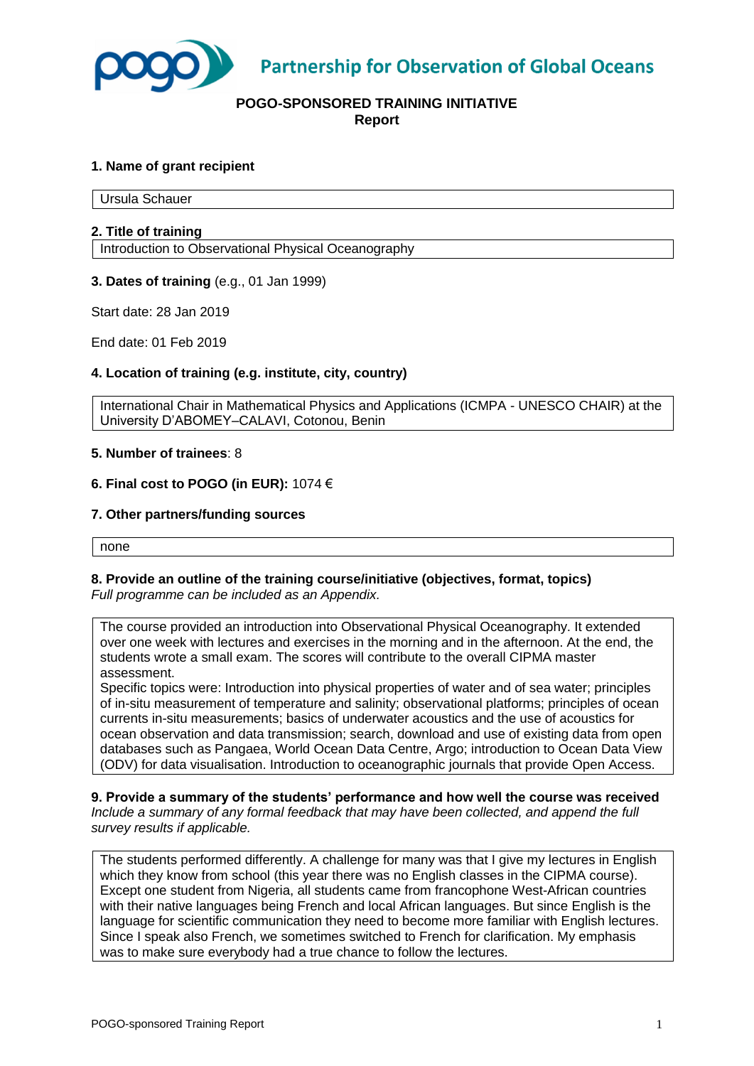**Partnership for Observation of Global Oceans**

**POGO-SPONSORED TRAINING INITIATIVE**
**Report**

**1. Name of grant recipient**

Ursula Schauer

**2. Title of training**

Introduction to Observational Physical Oceanography

**3. Dates of training** (e.g., 01 Jan 1999)

Start date: 28 Jan 2019

End date: 01 Feb 2019

**4. Location of training (e.g. institute, city, country)**

International Chair in Mathematical Physics and Applications (ICMPA - UNESCO CHAIR) at the University D'ABOMEY–CALAVI, Cotonou, Benin

**5. Number of trainees**: 8

**6. Final cost to POGO (in EUR):** 1074 €

**7. Other partners/funding sources**

none

**8. Provide an outline of the training course/initiative (objectives, format, topics)**
*Full programme can be included as an Appendix.*

The course provided an introduction into Observational Physical Oceanography. It extended over one week with lectures and exercises in the morning and in the afternoon. At the end, the students wrote a small exam. The scores will contribute to the overall CIPMA master assessment.
Specific topics were: Introduction into physical properties of water and of sea water; principles of in-situ measurement of temperature and salinity; observational platforms; principles of ocean currents in-situ measurements; basics of underwater acoustics and the use of acoustics for ocean observation and data transmission; search, download and use of existing data from open databases such as Pangaea, World Ocean Data Centre, Argo; introduction to Ocean Data View (ODV) for data visualisation. Introduction to oceanographic journals that provide Open Access.

**9. Provide a summary of the students' performance and how well the course was received**
*Include a summary of any formal feedback that may have been collected, and append the full survey results if applicable.*

The students performed differently. A challenge for many was that I give my lectures in English which they know from school (this year there was no English classes in the CIPMA course). Except one student from Nigeria, all students came from francophone West-African countries with their native languages being French and local African languages. But since English is the language for scientific communication they need to become more familiar with English lectures. Since I speak also French, we sometimes switched to French for clarification. My emphasis was to make sure everybody had a true chance to follow the lectures.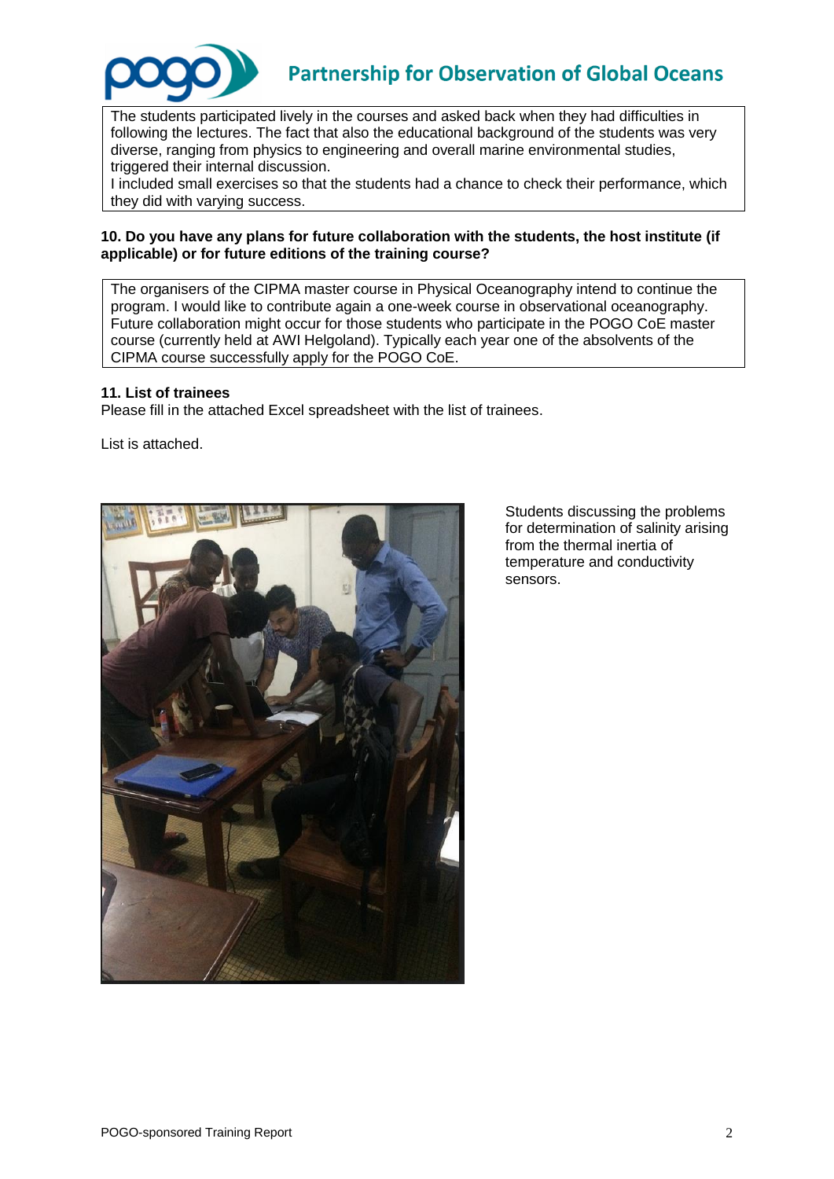The students participated lively in the courses and asked back when they had difficulties in following the lectures. The fact that also the educational background of the students was very diverse, ranging from physics to engineering and overall marine environmental studies, triggered their internal discussion.
I included small exercises so that the students had a chance to check their performance, which they did with varying success.

**10. Do you have any plans for future collaboration with the students, the host institute (if applicable) or for future editions of the training course?**

The organisers of the CIPMA master course in Physical Oceanography intend to continue the program. I would like to contribute again a one-week course in observational oceanography. Future collaboration might occur for those students who participate in the POGO CoE master course (currently held at AWI Helgoland). Typically each year one of the absolvents of the CIPMA course successfully apply for the POGO CoE.

**11. List of trainees**

Please fill in the attached Excel spreadsheet with the list of trainees.

List is attached.

Students discussing the problems for determination of salinity arising from the thermal inertia of temperature and conductivity sensors.